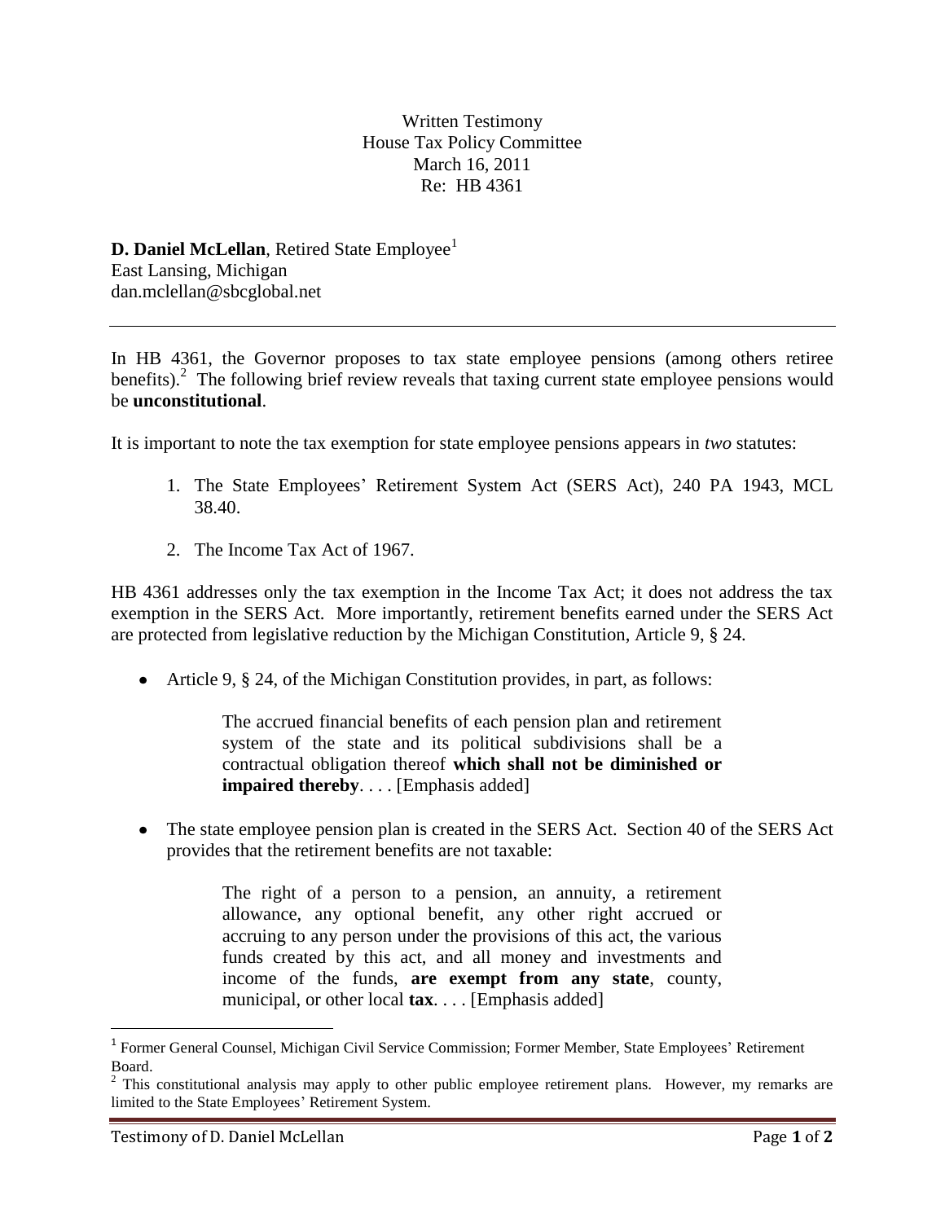Written Testimony
House Tax Policy Committee
March 16, 2011
Re: HB 4361

**D. Daniel McLellan**, Retired State Employee[1]
East Lansing, Michigan
dan.mclellan@sbcglobal.net

---

In HB 4361, the Governor proposes to tax state employee pensions (among others retiree benefits).[2] The following brief review reveals that taxing current state employee pensions would be **unconstitutional**.

It is important to note the tax exemption for state employee pensions appears in *two* statutes:

1. The State Employees' Retirement System Act (SERS Act), 240 PA 1943, MCL 38.40.
2. The Income Tax Act of 1967.

HB 4361 addresses only the tax exemption in the Income Tax Act; it does not address the tax exemption in the SERS Act. More importantly, retirement benefits earned under the SERS Act are protected from legislative reduction by the Michigan Constitution, Article 9, § 24.

- Article 9, § 24, of the Michigan Constitution provides, in part, as follows:

  > The accrued financial benefits of each pension plan and retirement system of the state and its political subdivisions shall be a contractual obligation thereof **which shall not be diminished or impaired thereby**. . . . [Emphasis added]

- The state employee pension plan is created in the SERS Act. Section 40 of the SERS Act provides that the retirement benefits are not taxable:

  > The right of a person to a pension, an annuity, a retirement allowance, any optional benefit, any other right accrued or accruing to any person under the provisions of this act, the various funds created by this act, and all money and investments and income of the funds, **are exempt from any state**, county, municipal, or other local **tax**. . . . [Emphasis added]

---

[1] Former General Counsel, Michigan Civil Service Commission; Former Member, State Employees' Retirement Board.

[2] This constitutional analysis may apply to other public employee retirement plans. However, my remarks are limited to the State Employees' Retirement System.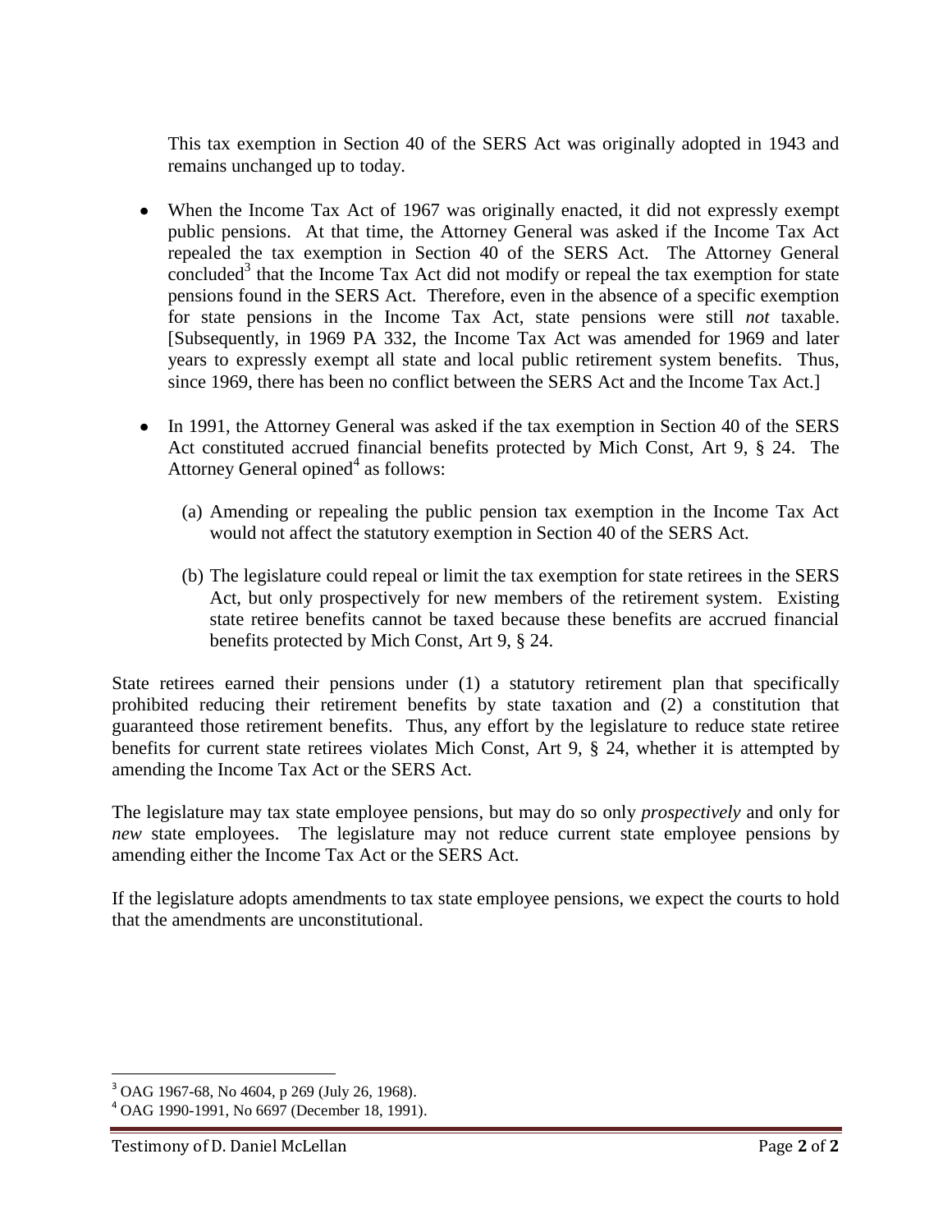This tax exemption in Section 40 of the SERS Act was originally adopted in 1943 and remains unchanged up to today.

- When the Income Tax Act of 1967 was originally enacted, it did not expressly exempt public pensions. At that time, the Attorney General was asked if the Income Tax Act repealed the tax exemption in Section 40 of the SERS Act. The Attorney General concluded[3] that the Income Tax Act did not modify or repeal the tax exemption for state pensions found in the SERS Act. Therefore, even in the absence of a specific exemption for state pensions in the Income Tax Act, state pensions were still *not* taxable. [Subsequently, in 1969 PA 332, the Income Tax Act was amended for 1969 and later years to expressly exempt all state and local public retirement system benefits. Thus, since 1969, there has been no conflict between the SERS Act and the Income Tax Act.]

- In 1991, the Attorney General was asked if the tax exemption in Section 40 of the SERS Act constituted accrued financial benefits protected by Mich Const, Art 9, § 24. The Attorney General opined[4] as follows:

  (a) Amending or repealing the public pension tax exemption in the Income Tax Act would not affect the statutory exemption in Section 40 of the SERS Act.

  (b) The legislature could repeal or limit the tax exemption for state retirees in the SERS Act, but only prospectively for new members of the retirement system. Existing state retiree benefits cannot be taxed because these benefits are accrued financial benefits protected by Mich Const, Art 9, § 24.

State retirees earned their pensions under (1) a statutory retirement plan that specifically prohibited reducing their retirement benefits by state taxation and (2) a constitution that guaranteed those retirement benefits. Thus, any effort by the legislature to reduce state retiree benefits for current state retirees violates Mich Const, Art 9, § 24, whether it is attempted by amending the Income Tax Act or the SERS Act.

The legislature may tax state employee pensions, but may do so only *prospectively* and only for *new* state employees. The legislature may not reduce current state employee pensions by amending either the Income Tax Act or the SERS Act.

If the legislature adopts amendments to tax state employee pensions, we expect the courts to hold that the amendments are unconstitutional.

---

[3] OAG 1967-68, No 4604, p 269 (July 26, 1968).

[4] OAG 1990-1991, No 6697 (December 18, 1991).